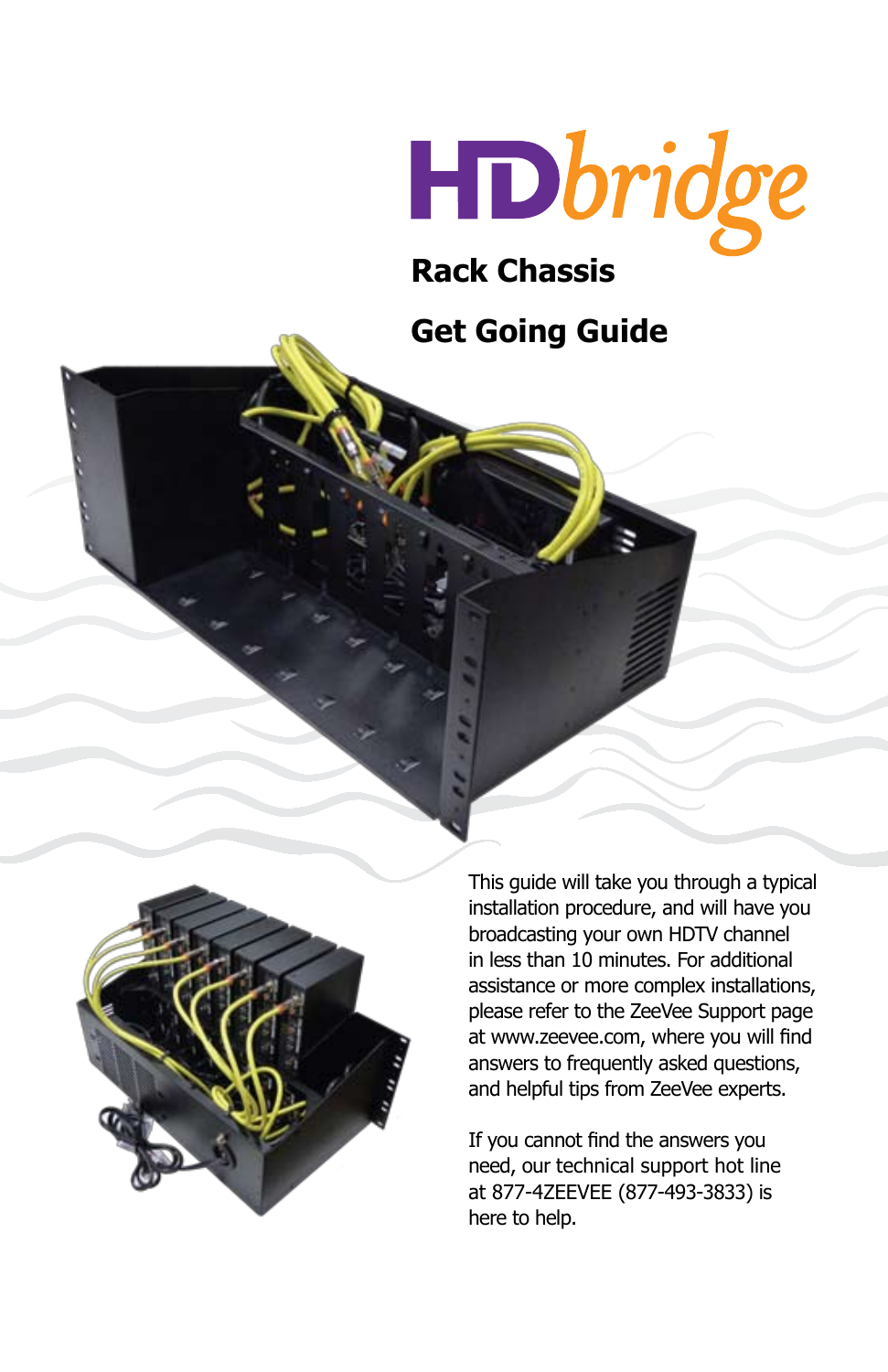# HDbridge

## Rack Chassis

## Get Going Guide

This guide will take you through a typical installation procedure, and will have you broadcasting your own HDTV channel in less than 10 minutes. For additional assistance or more complex installations, please refer to the ZeeVee Support page at www.zeevee.com, where you will find answers to frequently asked questions, and helpful tips from ZeeVee experts.

If you cannot find the answers you need, our technical support hot line at 877-4ZEEVEE (877-493-3833) is here to help.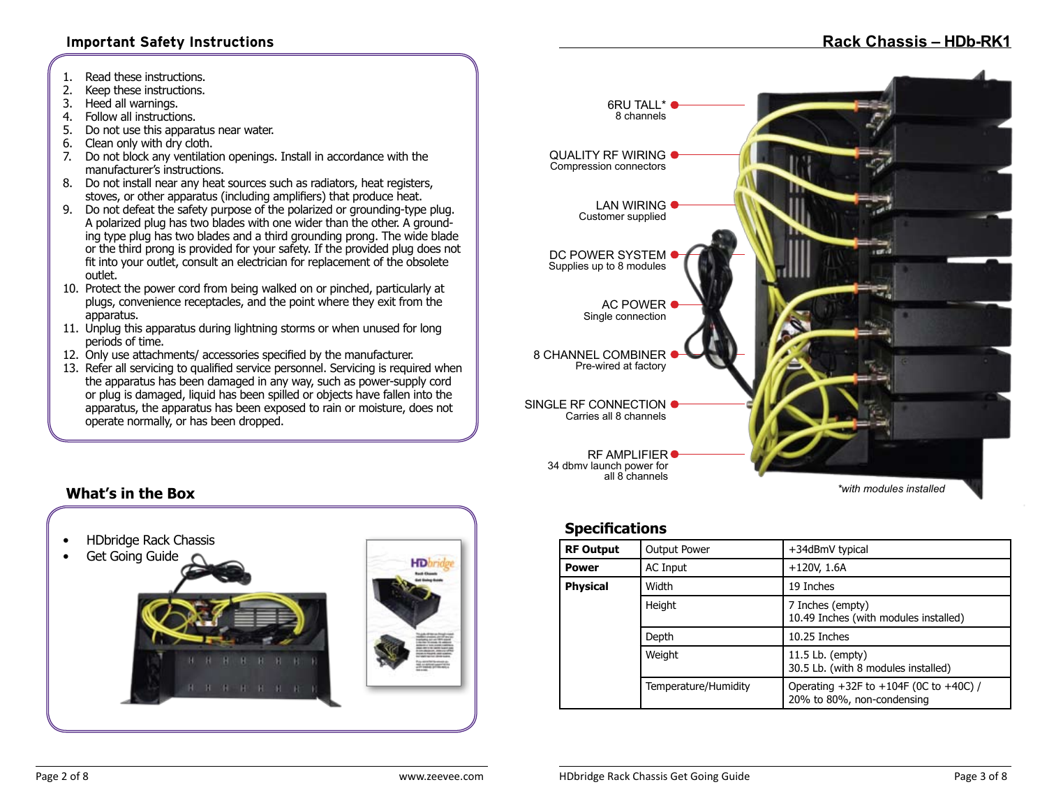## Important Safety Instructions

1. Read these instructions.
2. Keep these instructions.
3. Heed all warnings.
4. Follow all instructions.
5. Do not use this apparatus near water.
6. Clean only with dry cloth.
7. Do not block any ventilation openings. Install in accordance with the manufacturer's instructions.
8. Do not install near any heat sources such as radiators, heat registers, stoves, or other apparatus (including amplifiers) that produce heat.
9. Do not defeat the safety purpose of the polarized or grounding-type plug. A polarized plug has two blades with one wider than the other. A grounding type plug has two blades and a third grounding prong. The wide blade or the third prong is provided for your safety. If the provided plug does not fit into your outlet, consult an electrician for replacement of the obsolete outlet.
10. Protect the power cord from being walked on or pinched, particularly at plugs, convenience receptacles, and the point where they exit from the apparatus.
11. Unplug this apparatus during lightning storms or when unused for long periods of time.
12. Only use attachments/ accessories specified by the manufacturer.
13. Refer all servicing to qualified service personnel. Servicing is required when the apparatus has been damaged in any way, such as power-supply cord or plug is damaged, liquid has been spilled or objects have fallen into the apparatus, the apparatus has been exposed to rain or moisture, does not operate normally, or has been dropped.

## What's in the Box

- HDbridge Rack Chassis
- Get Going Guide

## Rack Chassis – HDb-RK1

- **6RU TALL*** – 8 channels
- **QUALITY RF WIRING** – Compression connectors
- **LAN WIRING** – Customer supplied
- **DC POWER SYSTEM** – Supplies up to 8 modules
- **AC POWER** – Single connection
- **8 CHANNEL COMBINER** – Pre-wired at factory
- **SINGLE RF CONNECTION** – Carries all 8 channels
- **RF AMPLIFIER** – 34 dbmv launch power for all 8 channels

*\*with modules installed*

## Specifications

| | | |
|---|---|---|
| **RF Output** | Output Power | +34dBmV typical |
| **Power** | AC Input | +120V, 1.6A |
| **Physical** | Width | 19 Inches |
| | Height | 7 Inches (empty)<br>10.49 Inches (with modules installed) |
| | Depth | 10.25 Inches |
| | Weight | 11.5 Lb. (empty)<br>30.5 Lb. (with 8 modules installed) |
| | Temperature/Humidity | Operating +32F to +104F (0C to +40C) / 20% to 80%, non-condensing |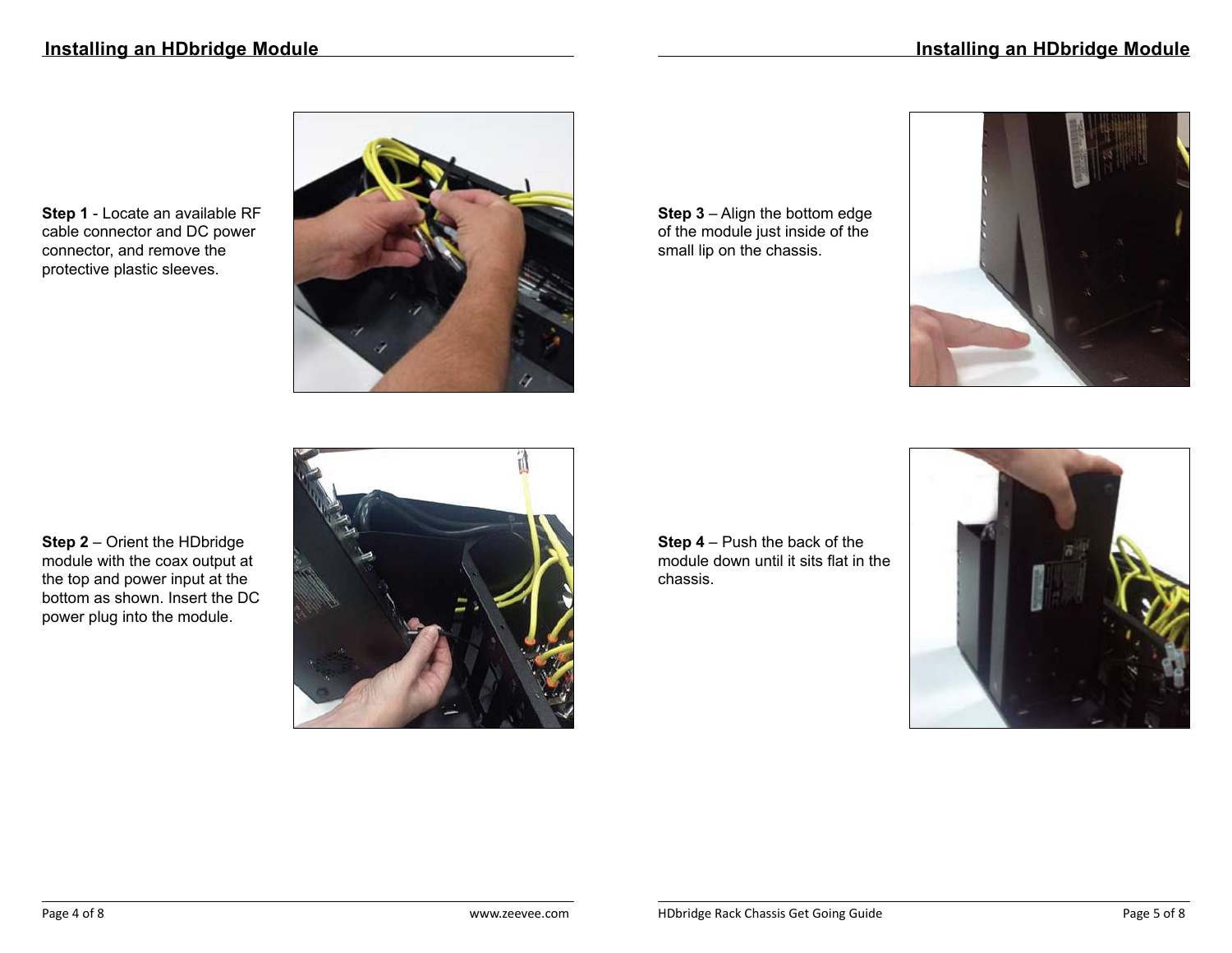## Installing an HDbridge Module

**Step 1** - Locate an available RF cable connector and DC power connector, and remove the protective plastic sleeves.

**Step 2** – Orient the HDbridge module with the coax output at the top and power input at the bottom as shown. Insert the DC power plug into the module.

**Step 3** – Align the bottom edge of the module just inside of the small lip on the chassis.

**Step 4** – Push the back of the module down until it sits flat in the chassis.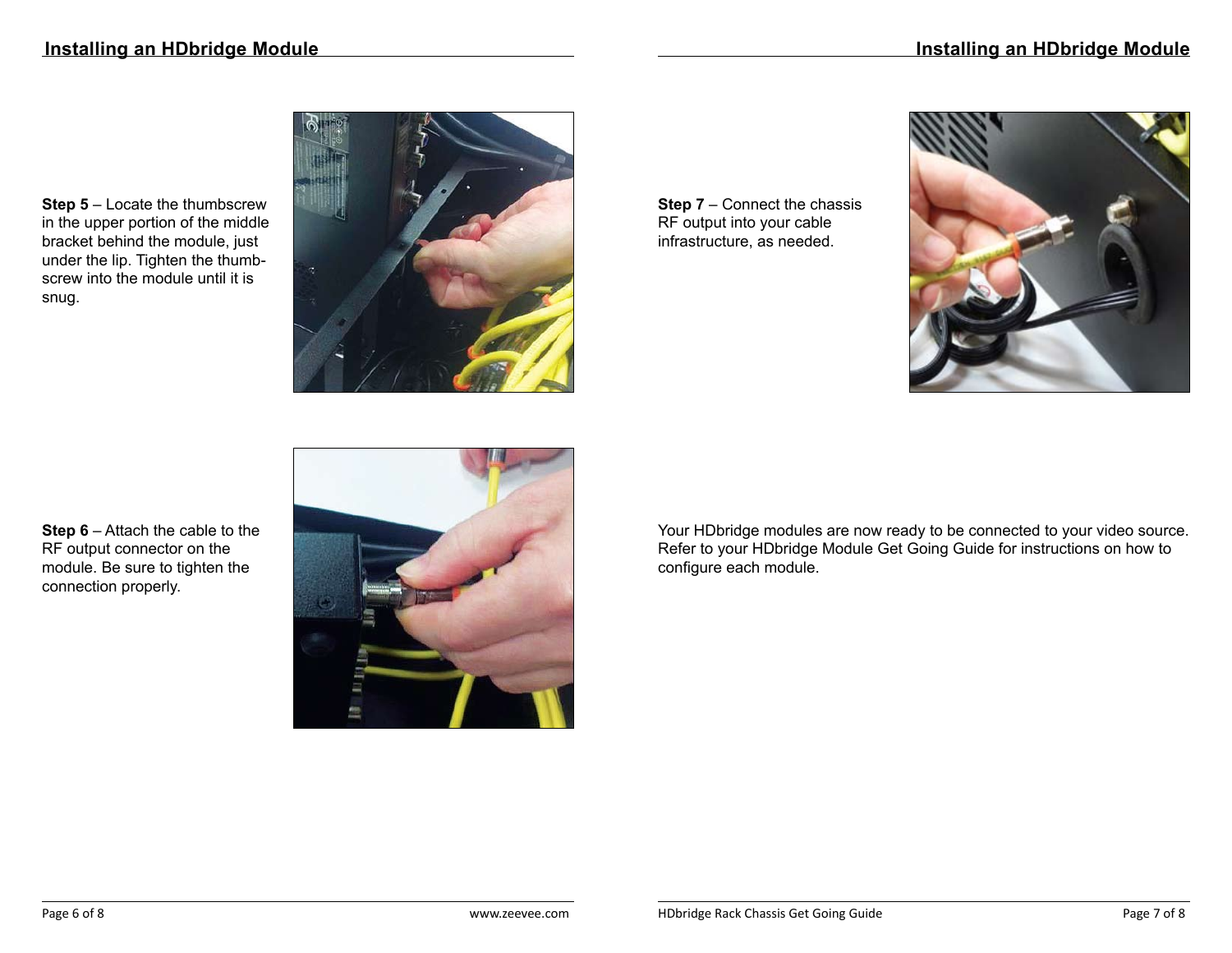## Installing an HDbridge Module

**Step 5** – Locate the thumbscrew in the upper portion of the middle bracket behind the module, just under the lip. Tighten the thumb-screw into the module until it is snug.

**Step 6** – Attach the cable to the RF output connector on the module. Be sure to tighten the connection properly.

**Step 7** – Connect the chassis RF output into your cable infrastructure, as needed.

Your HDbridge modules are now ready to be connected to your video source. Refer to your HDbridge Module Get Going Guide for instructions on how to configure each module.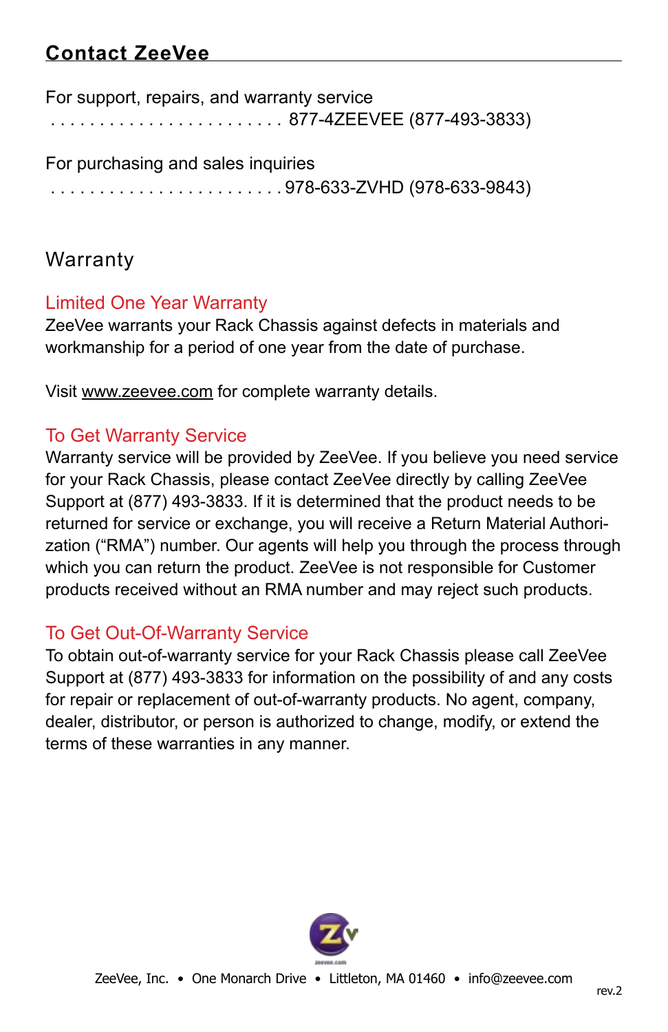## Contact ZeeVee

For support, repairs, and warranty service
. . . . . . . . . . . . . . . . . . . . . . . 877-4ZEEVEE (877-493-3833)

For purchasing and sales inquiries
. . . . . . . . . . . . . . . . . . . . . . . 978-633-ZVHD (978-633-9843)

## Warranty

### Limited One Year Warranty

ZeeVee warrants your Rack Chassis against defects in materials and workmanship for a period of one year from the date of purchase.

Visit www.zeevee.com for complete warranty details.

### To Get Warranty Service

Warranty service will be provided by ZeeVee. If you believe you need service for your Rack Chassis, please contact ZeeVee directly by calling ZeeVee Support at (877) 493-3833. If it is determined that the product needs to be returned for service or exchange, you will receive a Return Material Authorization ("RMA") number. Our agents will help you through the process through which you can return the product. ZeeVee is not responsible for Customer products received without an RMA number and may reject such products.

### To Get Out-Of-Warranty Service

To obtain out-of-warranty service for your Rack Chassis please call ZeeVee Support at (877) 493-3833 for information on the possibility of and any costs for repair or replacement of out-of-warranty products. No agent, company, dealer, distributor, or person is authorized to change, modify, or extend the terms of these warranties in any manner.

ZeeVee, Inc. • One Monarch Drive • Littleton, MA 01460 • info@zeevee.com

rev.2